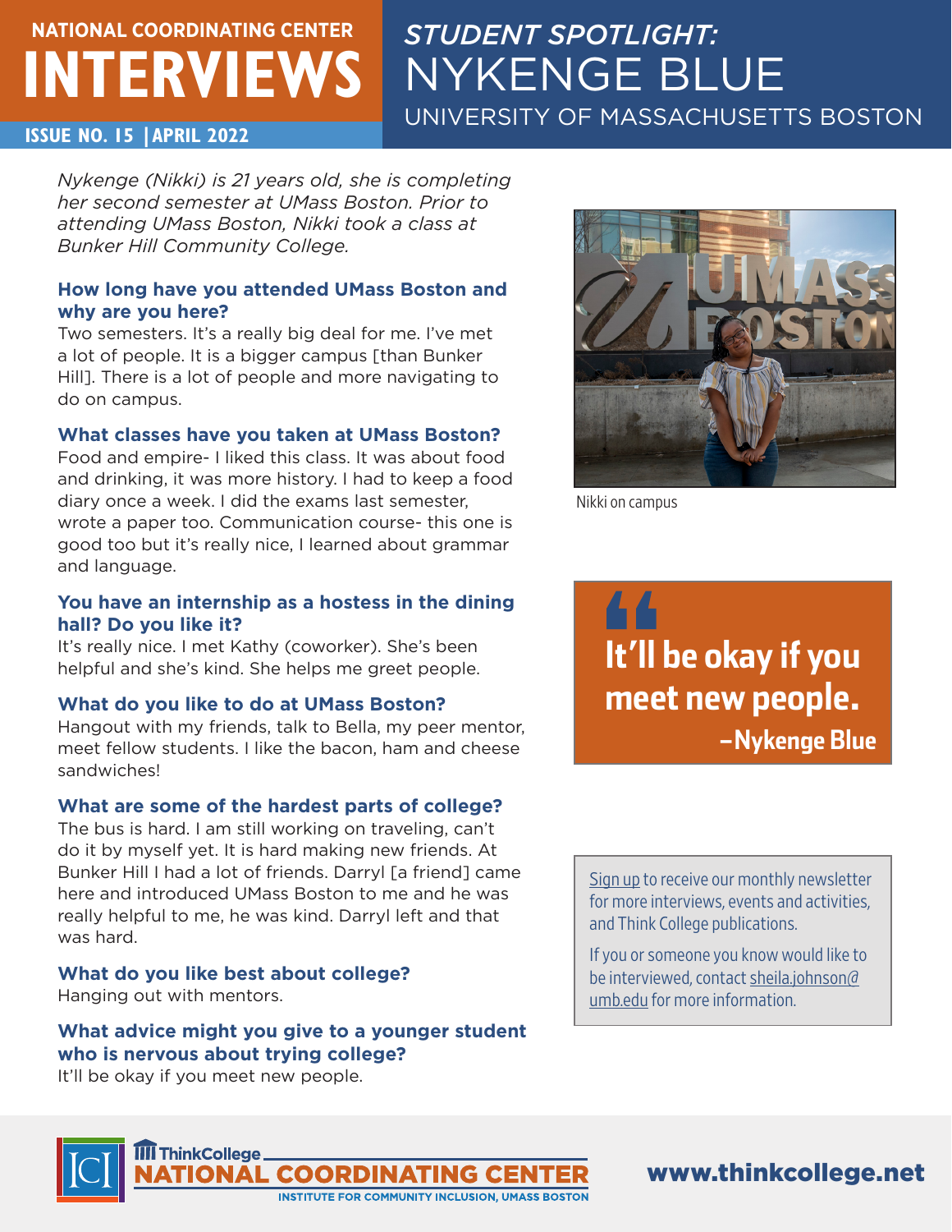# NATIONAL COORDINATING CENTER INTERVIEWS

ISSUE NO. 15 | APRIL 2022

## *STUDENT SPOTLIGHT:* NYKENGE BLUE

UNIVERSITY OF MASSACHUSETTS BOSTON

*Nykenge (Nikki) is 21 years old, she is completing her second semester at UMass Boston. Prior to attending UMass Boston, Nikki took a class at Bunker Hill Community College.*

### How long have you attended UMass Boston and why are you here?

Two semesters. It's a really big deal for me. I've met a lot of people. It is a bigger campus [than Bunker Hill]. There is a lot of people and more navigating to do on campus.

### What classes have you taken at UMass Boston?

Food and empire- I liked this class. It was about food and drinking, it was more history. I had to keep a food diary once a week. I did the exams last semester, wrote a paper too. Communication course- this one is good too but it's really nice, I learned about grammar and language.

### You have an internship as a hostess in the dining hall? Do you like it?

It's really nice. I met Kathy (coworker). She's been helpful and she's kind. She helps me greet people.

### What do you like to do at UMass Boston?

Hangout with my friends, talk to Bella, my peer mentor, meet fellow students. I like the bacon, ham and cheese sandwiches!

### What are some of the hardest parts of college?

The bus is hard. I am still working on traveling, can't do it by myself yet. It is hard making new friends. At Bunker Hill I had a lot of friends. Darryl [a friend] came here and introduced UMass Boston to me and he was really helpful to me, he was kind. Darryl left and that was hard.

### What do you like best about college?

Hanging out with mentors.

### What advice might you give to a younger student who is nervous about trying college?

It'll be okay if you meet new people.

Nikki on campus

> **"It'll be okay if you meet new people.**
> **–Nykenge Blue**

Sign up to receive our monthly newsletter for more interviews, events and activities, and Think College publications.

If you or someone you know would like to be interviewed, contact sheila.johnson@umb.edu for more information.

ThinkCollege NATIONAL COORDINATING CENTER
INSTITUTE FOR COMMUNITY INCLUSION, UMASS BOSTON

www.thinkcollege.net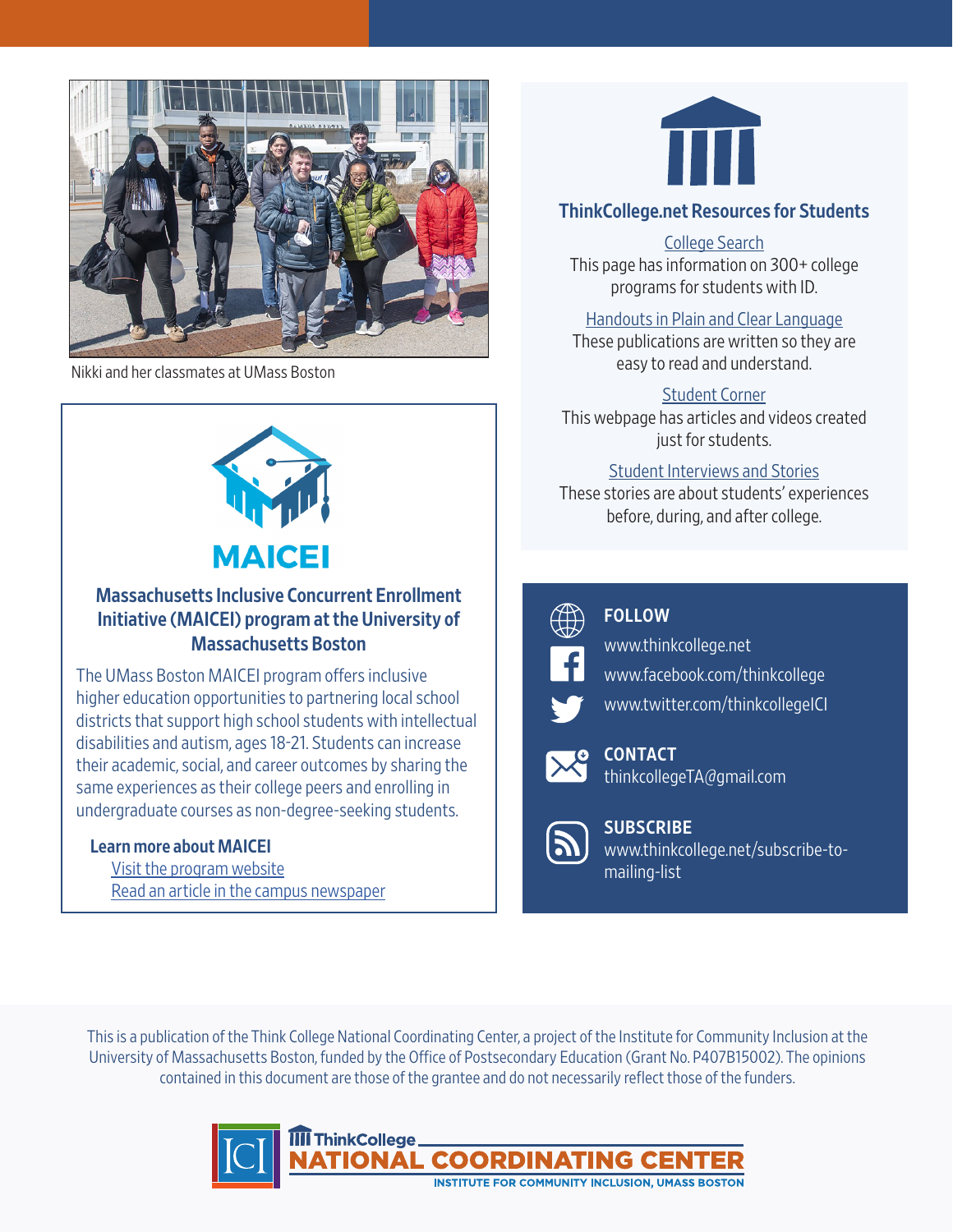Nikki and her classmates at UMass Boston

MAICEI

### Massachusetts Inclusive Concurrent Enrollment Initiative (MAICEI) program at the University of Massachusetts Boston

The UMass Boston MAICEI program offers inclusive higher education opportunities to partnering local school districts that support high school students with intellectual disabilities and autism, ages 18-21. Students can increase their academic, social, and career outcomes by sharing the same experiences as their college peers and enrolling in undergraduate courses as non-degree-seeking students.

**Learn more about MAICEI**

- Visit the program website
- Read an article in the campus newspaper

### ThinkCollege.net Resources for Students

**College Search**
This page has information on 300+ college programs for students with ID.

**Handouts in Plain and Clear Language**
These publications are written so they are easy to read and understand.

**Student Corner**
This webpage has articles and videos created just for students.

**Student Interviews and Stories**
These stories are about students' experiences before, during, and after college.

**FOLLOW**

www.thinkcollege.net
www.facebook.com/thinkcollege
www.twitter.com/thinkcollegeICI

**CONTACT**

thinkcollegeTA@gmail.com

**SUBSCRIBE**

www.thinkcollege.net/subscribe-to-mailing-list

This is a publication of the Think College National Coordinating Center, a project of the Institute for Community Inclusion at the University of Massachusetts Boston, funded by the Office of Postsecondary Education (Grant No. P407B15002). The opinions contained in this document are those of the grantee and do not necessarily reflect those of the funders.

ICI | ThinkCollege NATIONAL COORDINATING CENTER
INSTITUTE FOR COMMUNITY INCLUSION, UMASS BOSTON